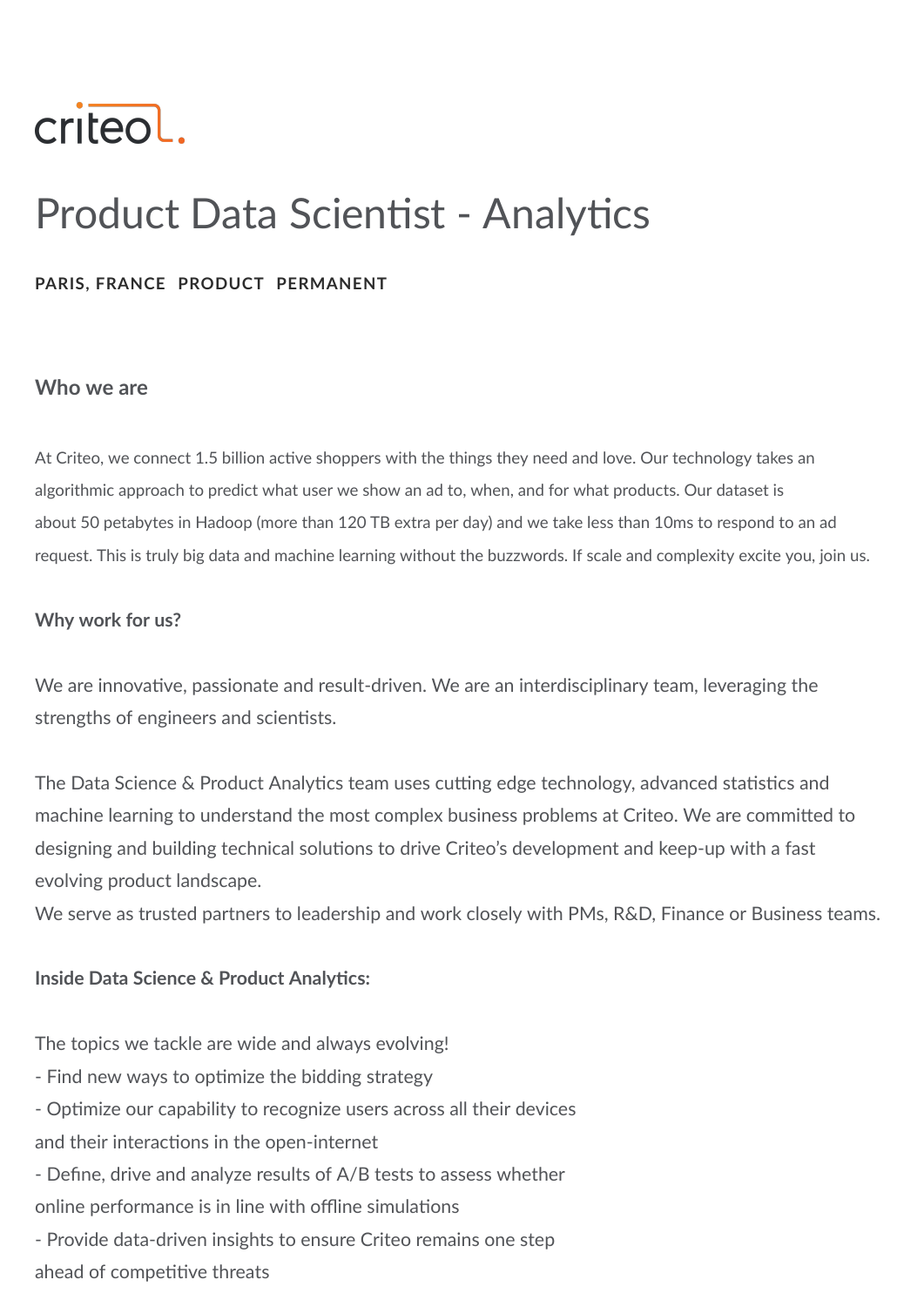criteo

# Product Data Scientist - Analytics

**PARIS, FRANCE PRODUCT PERMANENT**

### Who we are

At Criteo, we connect 1.5 billion active shoppers with the things they need and love. Our technology takes an algorithmic approach to predict what user we show an ad to, when, and for what products. Our dataset is about 50 petabytes in Hadoop (more than 120 TB extra per day) and we take less than 10ms to respond to an ad request. This is truly big data and machine learning without the buzzwords. If scale and complexity excite you, join us.

**Why work for us?**

We are innovative, passionate and result-driven. We are an interdisciplinary team, leveraging the strengths of engineers and scientists.

The Data Science & Product Analytics team uses cutting edge technology, advanced statistics and machine learning to understand the most complex business problems at Criteo. We are committed to designing and building technical solutions to drive Criteo's development and keep-up with a fast evolving product landscape.

We serve as trusted partners to leadership and work closely with PMs, R&D, Finance or Business teams.

**Inside Data Science & Product Analytics:**

The topics we tackle are wide and always evolving!

- Find new ways to optimize the bidding strategy
- Optimize our capability to recognize users across all their devices and their interactions in the open-internet
- Define, drive and analyze results of A/B tests to assess whether online performance is in line with offline simulations
- Provide data-driven insights to ensure Criteo remains one step ahead of competitive threats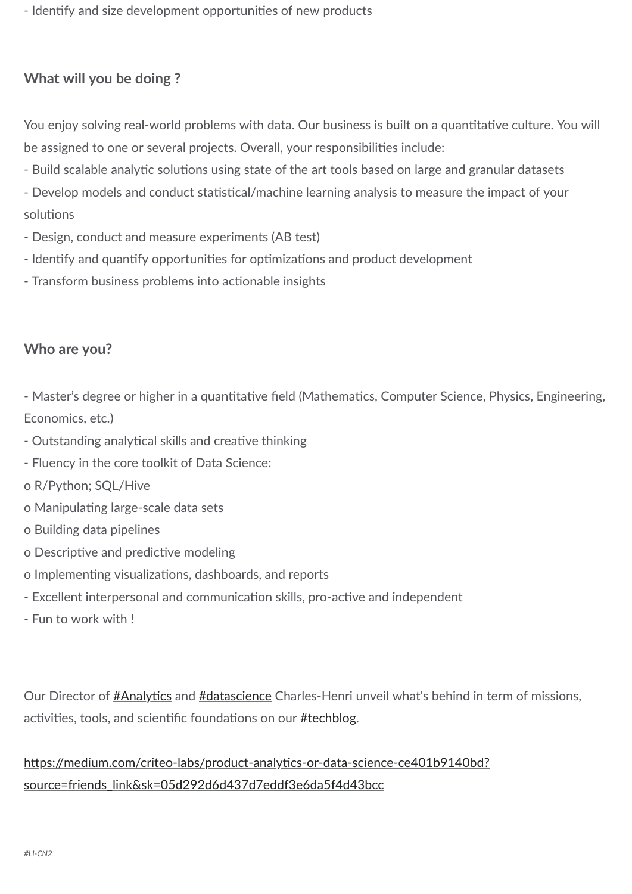- Identify and size development opportunities of new products

**What will you be doing ?**

You enjoy solving real-world problems with data. Our business is built on a quantitative culture. You will be assigned to one or several projects. Overall, your responsibilities include:

- Build scalable analytic solutions using state of the art tools based on large and granular datasets
- Develop models and conduct statistical/machine learning analysis to measure the impact of your solutions
- Design, conduct and measure experiments (AB test)
- Identify and quantify opportunities for optimizations and product development
- Transform business problems into actionable insights

**Who are you?**

- Master's degree or higher in a quantitative field (Mathematics, Computer Science, Physics, Engineering, Economics, etc.)
- Outstanding analytical skills and creative thinking
- Fluency in the core toolkit of Data Science:
  - o R/Python; SQL/Hive
  - o Manipulating large-scale data sets
  - o Building data pipelines
  - o Descriptive and predictive modeling
  - o Implementing visualizations, dashboards, and reports
- Excellent interpersonal and communication skills, pro-active and independent
- Fun to work with !

Our Director of [#Analytics]() and [#datascience]() Charles-Henri unveil what's behind in term of missions, activities, tools, and scientific foundations on our [#techblog]().

[https://medium.com/criteo-labs/product-analytics-or-data-science-ce401b9140bd?source=friends_link&sk=05d292d6d437d7eddf3e6da5f4d43bcc](https://medium.com/criteo-labs/product-analytics-or-data-science-ce401b9140bd?source=friends_link&sk=05d292d6d437d7eddf3e6da5f4d43bcc)

*#LI-CN2*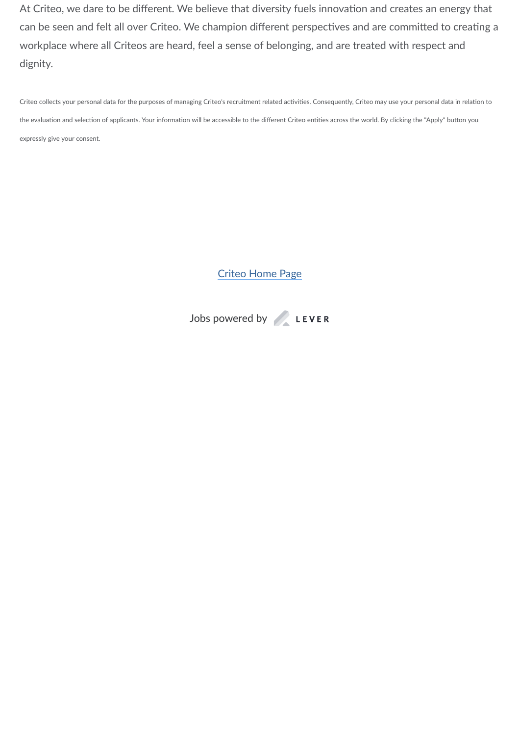At Criteo, we dare to be different. We believe that diversity fuels innovation and creates an energy that can be seen and felt all over Criteo. We champion different perspectives and are committed to creating a workplace where all Criteos are heard, feel a sense of belonging, and are treated with respect and dignity.

Criteo collects your personal data for the purposes of managing Criteo's recruitment related activities. Consequently, Criteo may use your personal data in relation to the evaluation and selection of applicants. Your information will be accessible to the different Criteo entities across the world. By clicking the "Apply" button you expressly give your consent.

Criteo Home Page

Jobs powered by LEVER